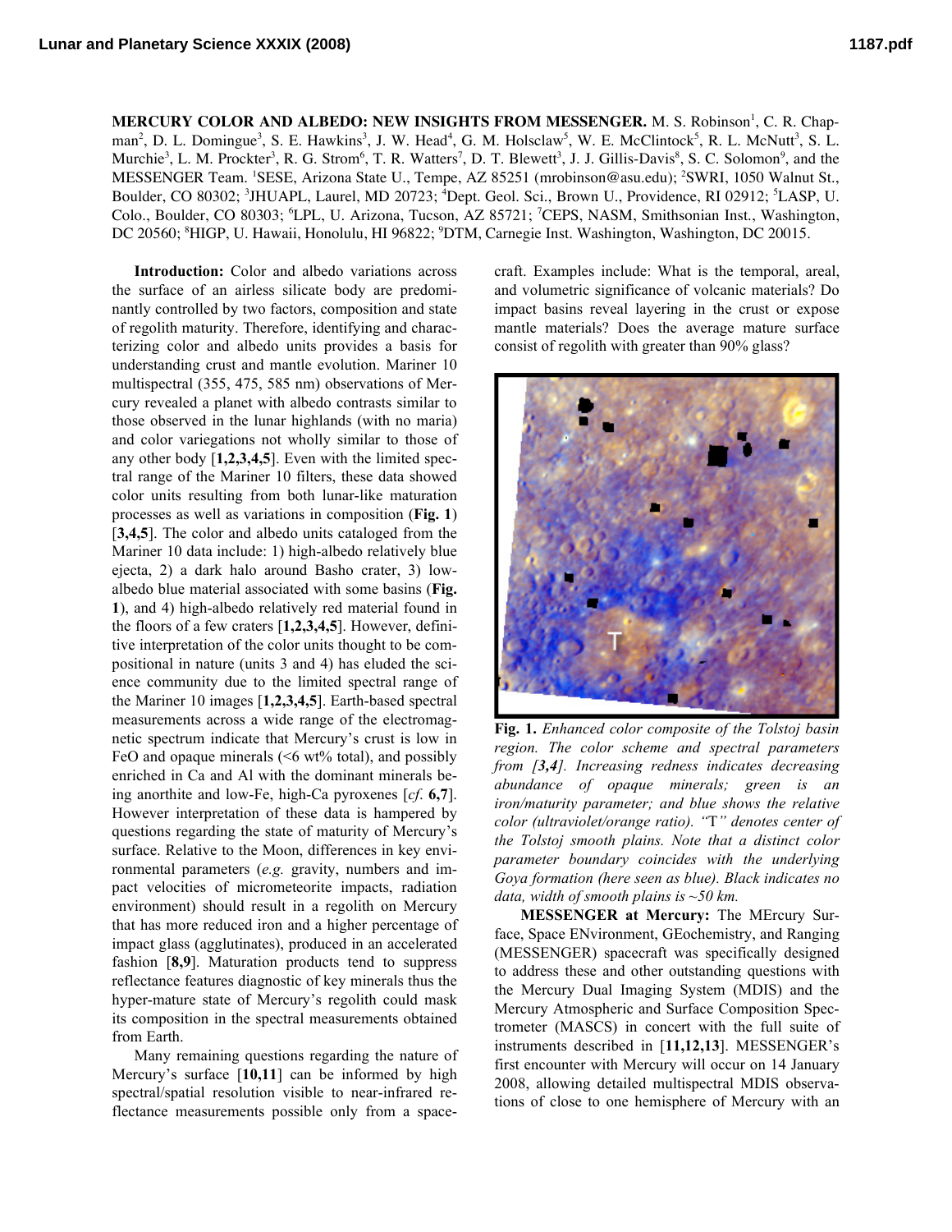**MERCURY COLOR AND ALBEDO: NEW INSIGHTS FROM MESSENGER.** M. S. Robinson[1], C. R. Chapman[2], D. L. Domingue[3], S. E. Hawkins[3], J. W. Head[4], G. M. Holsclaw[5], W. E. McClintock[5], R. L. McNutt[3], S. L. Murchie[3], L. M. Prockter[3], R. G. Strom[6], T. R. Watters[7], D. T. Blewett[3], J. J. Gillis-Davis[8], S. C. Solomon[9], and the MESSENGER Team. [1]SESE, Arizona State U., Tempe, AZ 85251 (mrobinson@asu.edu); [2]SWRI, 1050 Walnut St., Boulder, CO 80302; [3]JHUAPL, Laurel, MD 20723; [4]Dept. Geol. Sci., Brown U., Providence, RI 02912; [5]LASP, U. Colo., Boulder, CO 80303; [6]LPL, U. Arizona, Tucson, AZ 85721; [7]CEPS, NASM, Smithsonian Inst., Washington, DC 20560; [8]HIGP, U. Hawaii, Honolulu, HI 96822; [9]DTM, Carnegie Inst. Washington, Washington, DC 20015.

**Introduction:** Color and albedo variations across the surface of an airless silicate body are predominantly controlled by two factors, composition and state of regolith maturity. Therefore, identifying and characterizing color and albedo units provides a basis for understanding crust and mantle evolution. Mariner 10 multispectral (355, 475, 585 nm) observations of Mercury revealed a planet with albedo contrasts similar to those observed in the lunar highlands (with no maria) and color variegations not wholly similar to those of any other body [**1,2,3,4,5**]. Even with the limited spectral range of the Mariner 10 filters, these data showed color units resulting from both lunar-like maturation processes as well as variations in composition (**Fig. 1**) [**3,4,5**]. The color and albedo units cataloged from the Mariner 10 data include: 1) high-albedo relatively blue ejecta, 2) a dark halo around Basho crater, 3) low-albedo blue material associated with some basins (**Fig. 1**), and 4) high-albedo relatively red material found in the floors of a few craters [**1,2,3,4,5**]. However, definitive interpretation of the color units thought to be compositional in nature (units 3 and 4) has eluded the science community due to the limited spectral range of the Mariner 10 images [**1,2,3,4,5**]. Earth-based spectral measurements across a wide range of the electromagnetic spectrum indicate that Mercury's crust is low in FeO and opaque minerals (<6 wt% total), and possibly enriched in Ca and Al with the dominant minerals being anorthite and low-Fe, high-Ca pyroxenes [*cf.* **6,7**]. However interpretation of these data is hampered by questions regarding the state of maturity of Mercury's surface. Relative to the Moon, differences in key environmental parameters (*e.g.* gravity, numbers and impact velocities of micrometeorite impacts, radiation environment) should result in a regolith on Mercury that has more reduced iron and a higher percentage of impact glass (agglutinates), produced in an accelerated fashion [**8,9**]. Maturation products tend to suppress reflectance features diagnostic of key minerals thus the hyper-mature state of Mercury's regolith could mask its composition in the spectral measurements obtained from Earth.

Many remaining questions regarding the nature of Mercury's surface [**10,11**] can be informed by high spectral/spatial resolution visible to near-infrared reflectance measurements possible only from a spacecraft. Examples include: What is the temporal, areal, and volumetric significance of volcanic materials? Do impact basins reveal layering in the crust or expose mantle materials? Does the average mature surface consist of regolith with greater than 90% glass?

**Fig. 1.** *Enhanced color composite of the Tolstoj basin region. The color scheme and spectral parameters from [**3,4**]. Increasing redness indicates decreasing abundance of opaque minerals; green is an iron/maturity parameter; and blue shows the relative color (ultraviolet/orange ratio). "*T*" denotes center of the Tolstoj smooth plains. Note that a distinct color parameter boundary coincides with the underlying Goya formation (here seen as blue). Black indicates no data, width of smooth plains is ~50 km.*

**MESSENGER at Mercury:** The MErcury Surface, Space ENvironment, GEochemistry, and Ranging (MESSENGER) spacecraft was specifically designed to address these and other outstanding questions with the Mercury Dual Imaging System (MDIS) and the Mercury Atmospheric and Surface Composition Spectrometer (MASCS) in concert with the full suite of instruments described in [**11,12,13**]. MESSENGER's first encounter with Mercury will occur on 14 January 2008, allowing detailed multispectral MDIS observations of close to one hemisphere of Mercury with an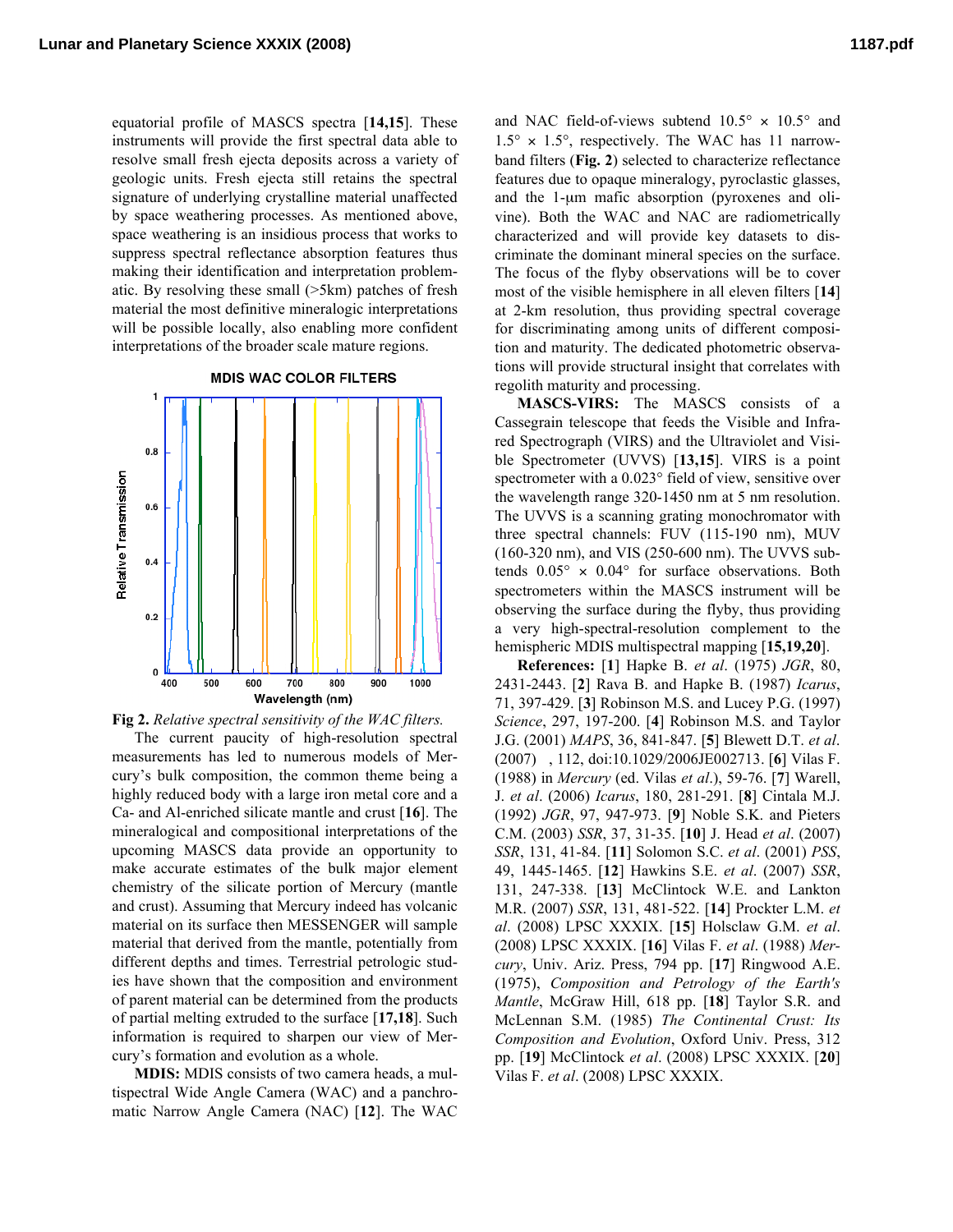equatorial profile of MASCS spectra [**14,15**]. These instruments will provide the first spectral data able to resolve small fresh ejecta deposits across a variety of geologic units. Fresh ejecta still retains the spectral signature of underlying crystalline material unaffected by space weathering processes. As mentioned above, space weathering is an insidious process that works to suppress spectral reflectance absorption features thus making their identification and interpretation problematic. By resolving these small (>5km) patches of fresh material the most definitive mineralogic interpretations will be possible locally, also enabling more confident interpretations of the broader scale mature regions.

MDIS WAC COLOR FILTERS

Relative Transmission

0
0.2
0.4
0.6
0.8
1

400 500 600 700 800 900 1000

Wavelength (nm)

**Fig 2.** *Relative spectral sensitivity of the WAC filters.*

The current paucity of high-resolution spectral measurements has led to numerous models of Mercury's bulk composition, the common theme being a highly reduced body with a large iron metal core and a Ca- and Al-enriched silicate mantle and crust [**16**]. The mineralogical and compositional interpretations of the upcoming MASCS data provide an opportunity to make accurate estimates of the bulk major element chemistry of the silicate portion of Mercury (mantle and crust). Assuming that Mercury indeed has volcanic material on its surface then MESSENGER will sample material that derived from the mantle, potentially from different depths and times. Terrestrial petrologic studies have shown that the composition and environment of parent material can be determined from the products of partial melting extruded to the surface [**17,18**]. Such information is required to sharpen our view of Mercury's formation and evolution as a whole.

**MDIS:** MDIS consists of two camera heads, a multispectral Wide Angle Camera (WAC) and a panchromatic Narrow Angle Camera (NAC) [**12**]. The WAC and NAC field-of-views subtend 10.5° × 10.5° and 1.5° × 1.5°, respectively. The WAC has 11 narrow-band filters (**Fig. 2**) selected to characterize reflectance features due to opaque mineralogy, pyroclastic glasses, and the 1-μm mafic absorption (pyroxenes and olivine). Both the WAC and NAC are radiometrically characterized and will provide key datasets to discriminate the dominant mineral species on the surface. The focus of the flyby observations will be to cover most of the visible hemisphere in all eleven filters [**14**] at 2-km resolution, thus providing spectral coverage for discriminating among units of different composition and maturity. The dedicated photometric observations will provide structural insight that correlates with regolith maturity and processing.

**MASCS-VIRS:** The MASCS consists of a Cassegrain telescope that feeds the Visible and Infrared Spectrograph (VIRS) and the Ultraviolet and Visible Spectrometer (UVVS) [**13,15**]. VIRS is a point spectrometer with a 0.023° field of view, sensitive over the wavelength range 320-1450 nm at 5 nm resolution. The UVVS is a scanning grating monochromator with three spectral channels: FUV (115-190 nm), MUV (160-320 nm), and VIS (250-600 nm). The UVVS subtends 0.05° × 0.04° for surface observations. Both spectrometers within the MASCS instrument will be observing the surface during the flyby, thus providing a very high-spectral-resolution complement to the hemispheric MDIS multispectral mapping [**15,19,20**].

**References:** [**1**] Hapke B. *et al*. (1975) *JGR*, 80, 2431-2443. [**2**] Rava B. and Hapke B. (1987) *Icarus*, 71, 397-429. [**3**] Robinson M.S. and Lucey P.G. (1997) *Science*, 297, 197-200. [**4**] Robinson M.S. and Taylor J.G. (2001) *MAPS*, 36, 841-847. [**5**] Blewett D.T. *et al*. (2007) , 112, doi:10.1029/2006JE002713. [**6**] Vilas F. (1988) in *Mercury* (ed. Vilas *et al*.), 59-76. [**7**] Warell, J. *et al*. (2006) *Icarus*, 180, 281-291. [**8**] Cintala M.J. (1992) *JGR*, 97, 947-973. [**9**] Noble S.K. and Pieters C.M. (2003) *SSR*, 37, 31-35. [**10**] J. Head *et al*. (2007) *SSR*, 131, 41-84. [**11**] Solomon S.C. *et al*. (2001) *PSS*, 49, 1445-1465. [**12**] Hawkins S.E. *et al*. (2007) *SSR*, 131, 247-338. [**13**] McClintock W.E. and Lankton M.R. (2007) *SSR*, 131, 481-522. [**14**] Prockter L.M. *et al*. (2008) LPSC XXXIX. [**15**] Holsclaw G.M. *et al*. (2008) LPSC XXXIX. [**16**] Vilas F. *et al*. (1988) *Mercury*, Univ. Ariz. Press, 794 pp. [**17**] Ringwood A.E. (1975), *Composition and Petrology of the Earth's Mantle*, McGraw Hill, 618 pp. [**18**] Taylor S.R. and McLennan S.M. (1985) *The Continental Crust: Its Composition and Evolution*, Oxford Univ. Press, 312 pp. [**19**] McClintock *et al*. (2008) LPSC XXXIX. [**20**] Vilas F. *et al*. (2008) LPSC XXXIX.